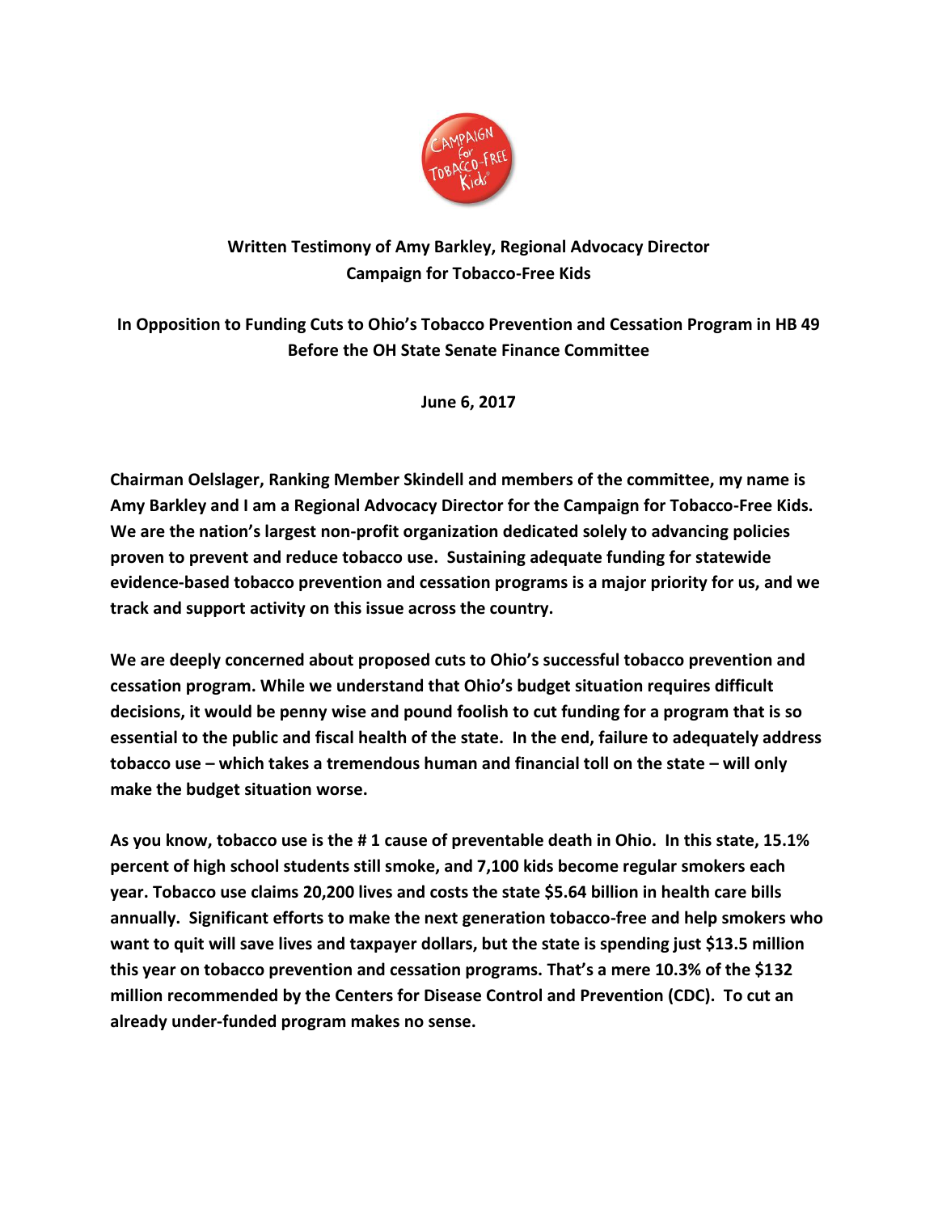**Written Testimony of Amy Barkley, Regional Advocacy Director**
**Campaign for Tobacco-Free Kids**

**In Opposition to Funding Cuts to Ohio's Tobacco Prevention and Cessation Program in HB 49**
**Before the OH State Senate Finance Committee**

**June 6, 2017**

**Chairman Oelslager, Ranking Member Skindell and members of the committee, my name is Amy Barkley and I am a Regional Advocacy Director for the Campaign for Tobacco-Free Kids. We are the nation's largest non-profit organization dedicated solely to advancing policies proven to prevent and reduce tobacco use. Sustaining adequate funding for statewide evidence-based tobacco prevention and cessation programs is a major priority for us, and we track and support activity on this issue across the country.**

**We are deeply concerned about proposed cuts to Ohio's successful tobacco prevention and cessation program. While we understand that Ohio's budget situation requires difficult decisions, it would be penny wise and pound foolish to cut funding for a program that is so essential to the public and fiscal health of the state. In the end, failure to adequately address tobacco use – which takes a tremendous human and financial toll on the state – will only make the budget situation worse.**

**As you know, tobacco use is the # 1 cause of preventable death in Ohio. In this state, 15.1% percent of high school students still smoke, and 7,100 kids become regular smokers each year. Tobacco use claims 20,200 lives and costs the state $5.64 billion in health care bills annually. Significant efforts to make the next generation tobacco-free and help smokers who want to quit will save lives and taxpayer dollars, but the state is spending just $13.5 million this year on tobacco prevention and cessation programs. That's a mere 10.3% of the $132 million recommended by the Centers for Disease Control and Prevention (CDC). To cut an already under-funded program makes no sense.**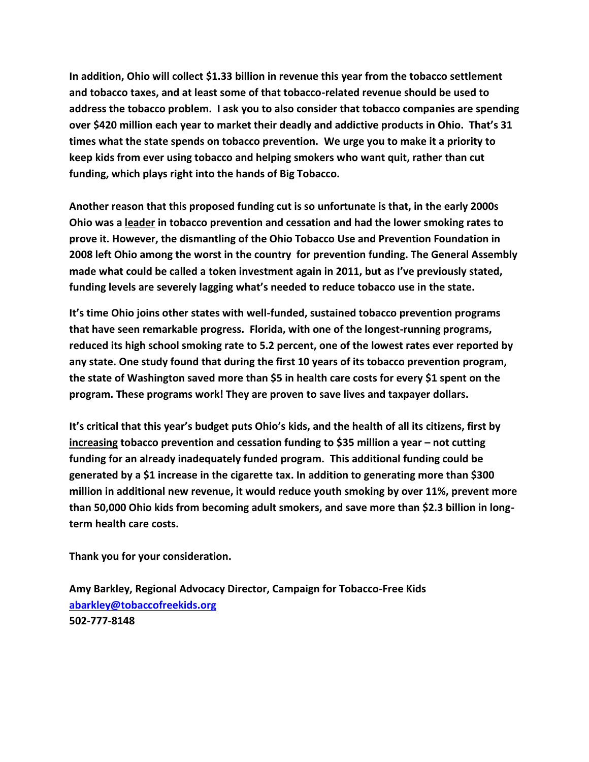**In addition, Ohio will collect $1.33 billion in revenue this year from the tobacco settlement and tobacco taxes, and at least some of that tobacco-related revenue should be used to address the tobacco problem. I ask you to also consider that tobacco companies are spending over $420 million each year to market their deadly and addictive products in Ohio. That's 31 times what the state spends on tobacco prevention. We urge you to make it a priority to keep kids from ever using tobacco and helping smokers who want quit, rather than cut funding, which plays right into the hands of Big Tobacco.**

**Another reason that this proposed funding cut is so unfortunate is that, in the early 2000s Ohio was a <u>leader</u> in tobacco prevention and cessation and had the lower smoking rates to prove it. However, the dismantling of the Ohio Tobacco Use and Prevention Foundation in 2008 left Ohio among the worst in the country for prevention funding. The General Assembly made what could be called a token investment again in 2011, but as I've previously stated, funding levels are severely lagging what's needed to reduce tobacco use in the state.**

**It's time Ohio joins other states with well-funded, sustained tobacco prevention programs that have seen remarkable progress. Florida, with one of the longest-running programs, reduced its high school smoking rate to 5.2 percent, one of the lowest rates ever reported by any state. One study found that during the first 10 years of its tobacco prevention program, the state of Washington saved more than $5 in health care costs for every $1 spent on the program. These programs work! They are proven to save lives and taxpayer dollars.**

**It's critical that this year's budget puts Ohio's kids, and the health of all its citizens, first by <u>increasing</u> tobacco prevention and cessation funding to $35 million a year – not cutting funding for an already inadequately funded program. This additional funding could be generated by a $1 increase in the cigarette tax. In addition to generating more than $300 million in additional new revenue, it would reduce youth smoking by over 11%, prevent more than 50,000 Ohio kids from becoming adult smokers, and save more than $2.3 billion in long-term health care costs.**

**Thank you for your consideration.**

**Amy Barkley, Regional Advocacy Director, Campaign for Tobacco-Free Kids**
**abarkley@tobaccofreekids.org**
**502-777-8148**